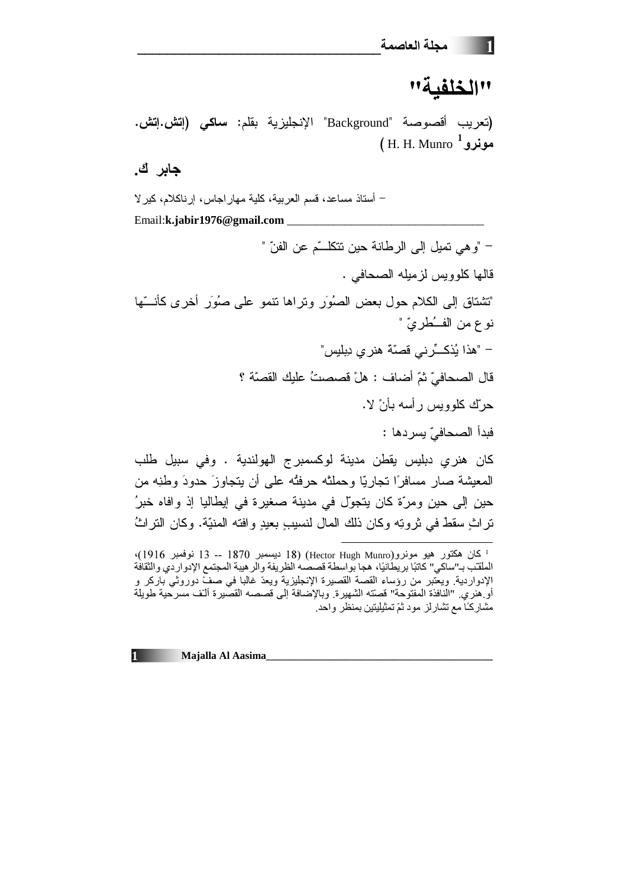# "الخلفية"

(تعريب أقصوصة "Background" الإنجليزية بقلم: **ساكي (إتش.إتش. مونرو**[1] H. H. Munro )

**جابر ك.**

– أستاذ مساعد، قسم العربية، كلية مهاراجاس، إرناكلام، كيرلا

Email:**k.jabir1976@gmail.com**

– "وهي تميل إلى الرطانة حين تتكلــّم عن الفنّ "

قالها كلوويس لزميله الصحافي .

"تشتاق إلى الكلام حول بعض الصُوَر وتراها تنمو على صُوَر أخرى كأنــّها نوع من الفــُطريّ "

– "هذا يُذكــِّرني قصّة هنري دِبليس"

قال الصحافيّ ثمّ أضاف : هلْ قصصتُ عليك القصّة ؟

حرّك كلوويس رأسه بأنْ لا.

فبدأ الصحافيّ يسردها :

كان هنري دبليس يقطن مدينة لوكسمبرج الهولندية . وفي سبيل طلب المعيشة صار مسافرًا تجاريّا وحملته حرفتُه على أن يتجاوزَ حدودَ وطنِه من حينٍ إلى حينٍ ومرّة كان يتجوّل في مدينة صغيرة في إيطاليا إذ وافاه خبرُ تراثٍ سقطَ في ثروتِه وكان ذلك المال لنسيبٍ بعيدٍ وافته المنيّة. وكان التراثُ

---

[1] كان هكتور هيو مونرو(Hector Hugh Munro) (18 ديسمبر 1870 -- 13 نوفمبر 1916)، الملقـّب بـ"ساكي" كاتبًا بريطانيًا، هجا بواسطة قصصه الظريفة والرهيبة المجتمع الإدواردي والثقافة الإدواردية. ويعتبر من رؤساء القصة القصيرة الإنجليزية ويعدّ غالبا في صفّ دوروثي باركر و أو.هنري. "النافذة المفتوحة" قصّته الشهيرة. وبالإضافة إلى قصصه القصيرة ألـّف مسرحية طويلة مشاركـًا مع تشارلز مود ثمّ تمثيليتين بمنظر واحد.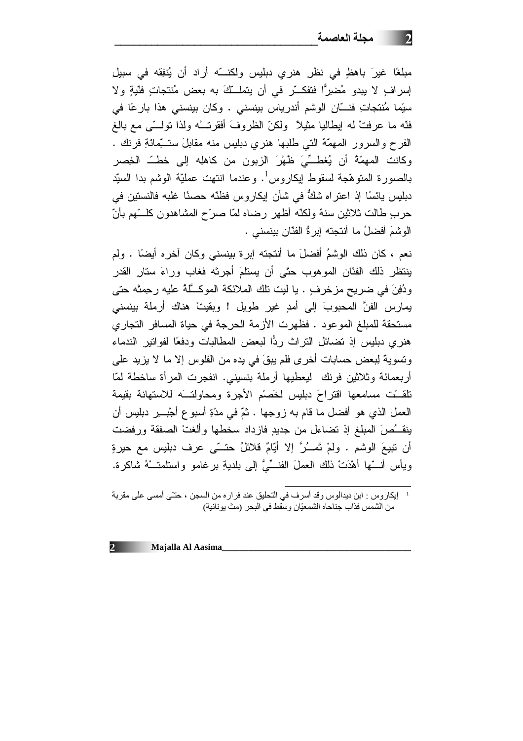مبلغًا غيرَ باهظٍ في نظر هنري دبليس ولكنــّه أراد أن يُنفقه في سبيل إسرافٍ لا يبدو مُضِرًّا فتفكــّر في أن يتملــّكَ به بعض مُنتجاتٍ فنّيةٍ ولا سيّما مُنتجاتِ فنــّان الوشم أندرياس بينسني . وكان بينسني هذا بارعًا في فنّه ما عرفتْ له إيطاليا مثيلاً ولكنّ الظروفَ أفقرتــْه ولذا تولــّى مع بالغ الفرح والسرور المهمّة التي طلبها هنري دبليس منه مقابلَ ستــّمائةِ فرنك . وكانت المهمّةُ أن يُغطــّيَ ظَهْرَ الزبون من كاهلِه إلى خطــّ الخِصر بالصورة المتوهّجة لسقوط إيكاروس[1]. وعندما انتهت عمليّة الوشم بدا السيّد دبليس يائسًا إذ اعتراه شكٌّ في شأن إيكاروس فظنّه حصنًا غلبه فالنستين في حربٍ طالت ثلاثين سنة ولكنّه أظهر رضاه لمّا صرّح المشاهدون كلــّهم بأنّ الوشمَ أفضلُ ما أنتجته إبرةُ الفنّان بينسني .

نعم ، كان ذلك الوشمُ أفضلَ ما أنتجته إبرة بينسني وكان آخره أيضًا . ولم ينتظر ذلك الفنّان الموهوب حتّى أن يستلمَ أجرتَه فغاب وراءَ ستار القدر ودُفِنَ في ضريحٍ مزخرفٍ . يا ليت تلك الملائكة الموكــّلةُ عليه رحِمتْه حتى يمارس الفنَّ المحبوبَ إلى أمدٍ غير طويل ! وبقيتْ هناك أرملة بينسني مستحقة للمبلغ الموعود . فظهرت الأزمة الحرجة في حياة المسافر التجاري هنري دبليس إذ تضائل التراث ردًّا لبعض المطالبات ودفعًا لفواتير الندماء وتسوية لبعض حسابات أخرى فلم يبقَ في يده من الفلوس إلا ما لا يزيد على أربعمائة وثلاثين فرنك ليعطيها أرملة بنسيني. انفجرت المرأة ساخطة لمّا تلقــّت مسامعها اقتراحَ دبليس لخَصْم الأجرة ومحاولتــَه للاستهانة بقيمة العمل الذي هو أفضل ما قام به زوجها . ثمّ في مدّةِ أسبوعٍ أجْبــِر دبليس أن ينقــُصَ المبلغ إذ تضاءل من جديدٍ فازداد سخطها وألغتْ الصفقة ورفضت أن تبيعَ الوشم . ولمْ تَمــُرَّ إلا أيّامٌ قلائلُ حتــّى عرف دبليس مع حيرةٍ ويأس أنــّها أهْدَتْ ذلك العملَ الفنــّيَّ إلى بلديةِ برغامو واستلمتــْهُ شاكرة.

[1] إيكاروس : ابن ديدالوس وقد أسرف في التحليق عند فراره من السجن ، حتّى أمسى على مقربة من الشمس فذاب جناحاه الشمعيّان وسقط في البحر (مث يونانية)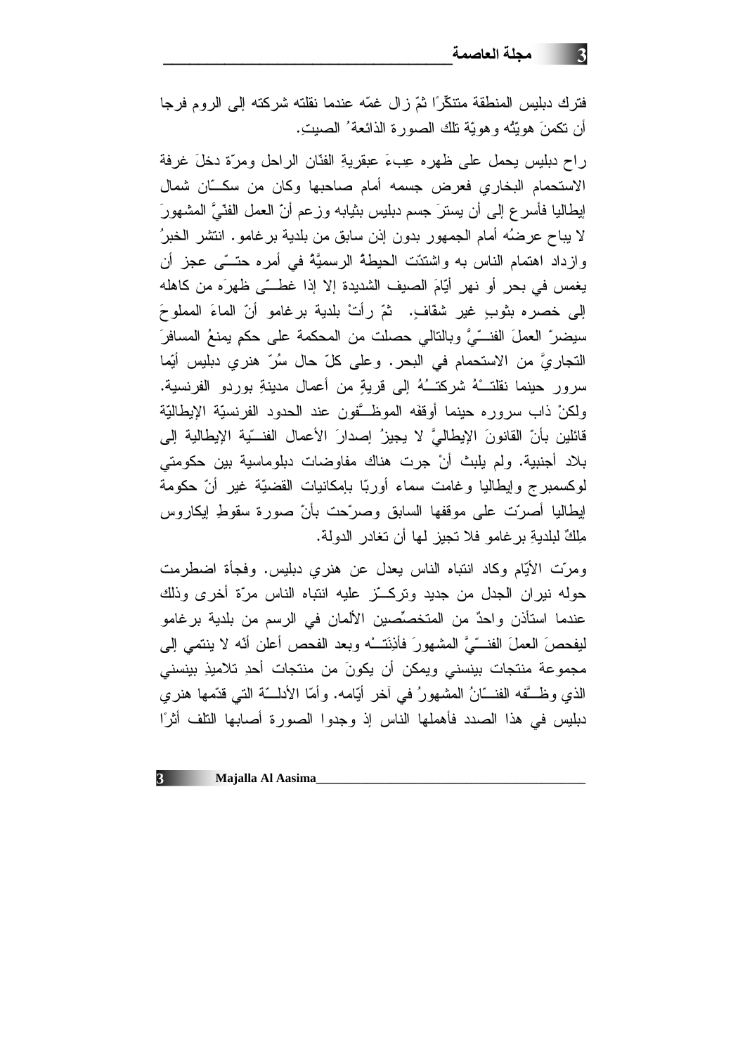فترك دبليس المنطقة متنكّرًا ثمّ زال غمّه عندما نقلته شركته إلى الروم فرجا أن تكمنَ هويّتُه وهويّة تلك الصورة الذائعةُ الصيتِ.

راح دبليس يحمل على ظهره عِبءَ عبقريةِ الفنّان الراحل ومرّة دخلَ غرفة الاستحمام البخاري فعرض جسمه أمام صاحبها وكان من سكّان شمال إيطاليا فأسرع إلى أن يسترَ جسم دبليس بثيابه وزعم أنّ العمل الفنّيَّ المشهورَ لا يباح عرضُه أمام الجمهور بدون إذن سابق من بلدية برغامو. انتشر الخبرُ وازداد اهتمام الناس به واشتدّت الحيطةُ الرسميّةُ في أمره حتّى عجز أن يغمس في بحرٍ أو نهرٍ أيّامَ الصيف الشديدة إلا إذا غطّى ظهرَه من كاهله إلى خصره بثوبٍ غير شفّافٍ. ثمّ رأتْ بلدية برغامو أنّ الماءَ المملوحَ سيضرّ العملَ الفنّيَّ وبالتالي حصلت من المحكمة على حكمٍ يمنعُ المسافرَ التجاريَّ من الاستحمام في البحر. وعلى كلّ حال سُرّ هنري دبليس أيّما سرور حينما نقلتْهُ شركتُهُ إلى قريةٍ من أعمال مدينةِ بوردو الفرنسية. ولكنْ ذاب سروره حينما أوقفَه الموظّفون عند الحدود الفرنسيّة الإيطاليّة قائلين بأنّ القانونَ الإيطاليَّ لا يجيزُ إصدارَ الأعمال الفنّيّة الإيطالية إلى بلاد أجنبية. ولم يلبث أنْ جرت هناك مفاوضات دبلوماسية بين حكومتي لوكسمبرج وإيطاليا وغامت سماء أوربّا بإمكانيات القضيّة غير أنّ حكومة إيطاليا أصرّت على موقفها السابق وصرّحت بأنّ صورة سقوطِ إيكاروس مِلكٌ لبلديةِ برغامو فلا تجيز لها أن تغادر الدولة.

ومرّت الأيّام وكاد انتباه الناس يعدل عن هنري دبليس. وفجأة اضطرمت حوله نيران الجدل من جديد وتركّز عليه انتباه الناس مرّة أخرى وذلك عندما استأذن واحدٌ من المتخصّصين الألمان في الرسم من بلدية برغامو ليفحصَ العملَ الفنّيَّ المشهورَ فأذِنَتْه وبعد الفحص أعلن أنّه لا ينتمي إلى مجموعة منتجات بينسني ويمكن أن يكونَ من منتجات أحدِ تلاميذِ بينسني الذي وظّفه الفنّانُ المشهورُ في آخر أيّامه. وأمّا الأدلّة التي قدّمها هنري دبليس في هذا الصدد فأهملها الناس إذ وجدوا الصورة أصابها التلف أثرًا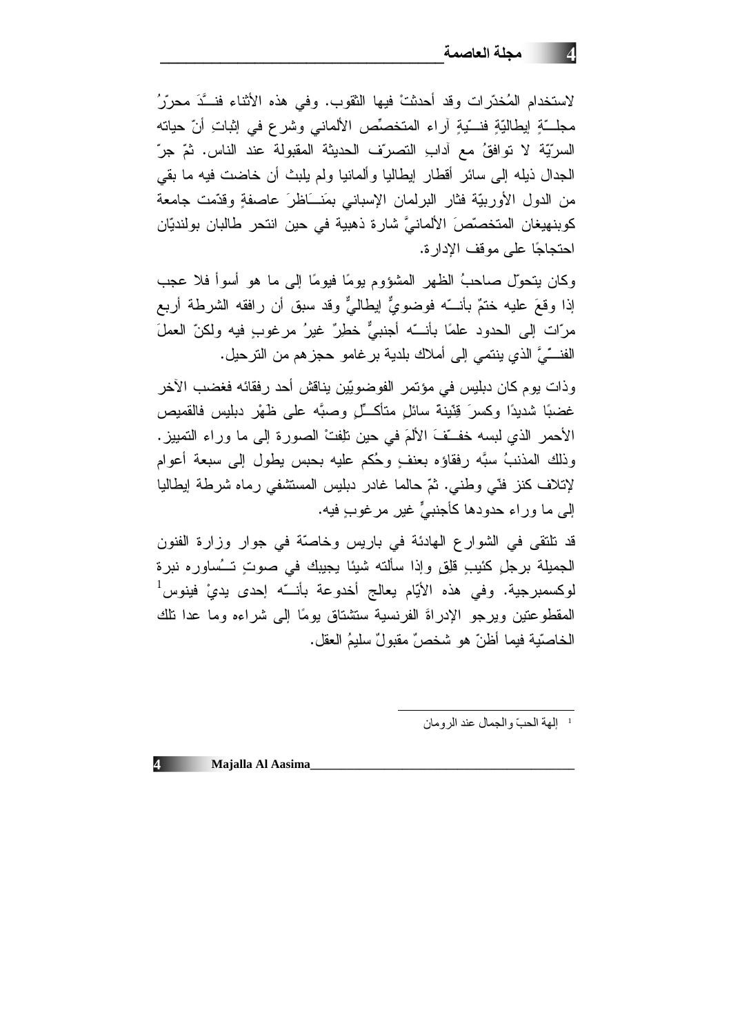لاستخدام المُخدّرات وقد أحدثتْ فيها الثقوب. وفي هذه الأثناء فنـّدَ محرّرُ مجلـّةٍ إيطاليّةٍ فنـّيةٍ آراء المتخصّص الألماني وشرع في إثباتِ أنّ حياته السرّيّة لا توافقُ مع آدابِ التصرّف الحديثة المقبولة عند الناس. ثمّ جرّ الجدال ذيله إلى سائر أقطار إيطاليا وألمانيا ولم يلبث أن خاضت فيه ما بقي من الدول الأوربيّة فثار البرلمان الإسباني بمَنـَاظرَ عاصفةٍ وقدّمت جامعة كوبنهيغان المتخصّصَ الألمانيَّ شارة ذهبية في حين انتحر طالبان بولنديّان احتجاجًا على موقف الإدارة.

وكان يتحوّل صاحبُ الظهر المشؤوم يومًا فيومًا إلى ما هو أسوأ فلا عجب إذا وقعَ عليه ختمٌ بأنـّه فوضويٌّ إيطاليٌّ وقد سبق أن رافقه الشرطة أربع مرّات إلى الحدود علمًا بأنـّه أجنبيٌّ خطِرٌ غيرُ مرغوبٍ فيه ولكنّ العملَ الفنـّيَّ الذي ينتمي إلى أملاك بلدية برغامو حجزهم من الترحيل.

وذات يوم كان دبليس في مؤتمر الفوضويّين يناقش أحد رفقائه فغضب الآخر غضبًا شديدًا وكسرَ قِنّينة سائلٍ متآكـِّلٍ وصبَّه على ظَهْر دبليس فالقميص الأحمر الذي لبسه خفـّفَ الألمَ في حين تلِفتْ الصورة إلى ما وراء التمييز. وذلك المذنبُ سبَّه رفقاؤه بعنفٍ وحُكم عليه بحبس يطول إلى سبعة أعوام لإتلاف كنز فنّي وطني. ثمّ حالما غادر دبليس المستشفي رماه شرطة إيطاليا إلى ما وراء حدودها كأجنبيٍّ غير مرغوبٍ فيه.

قد تلتقى في الشوارع الهادئة في باريس وخاصّة في جوار وزارة الفنون الجميلة برجلٍ كئيبٍ قلِقٍ وإذا سألته شيئًا يجيبك في صوتٍ تـُساوره نبرة لوكسمبرجية. وفي هذه الأيّام يعالج أخدوعة بأنـّه إحدى يديْ فينوس[1] المقطوعتين ويرجو الإدراةَ الفرنسية ستشتاق يومًا إلى شراءه وما عدا تلك الخاصّية فيما أظنّ هو شخصٌ مقبولٌ سليمُ العقل.

---

[1] إلهة الحبّ والجمال عند الرومان